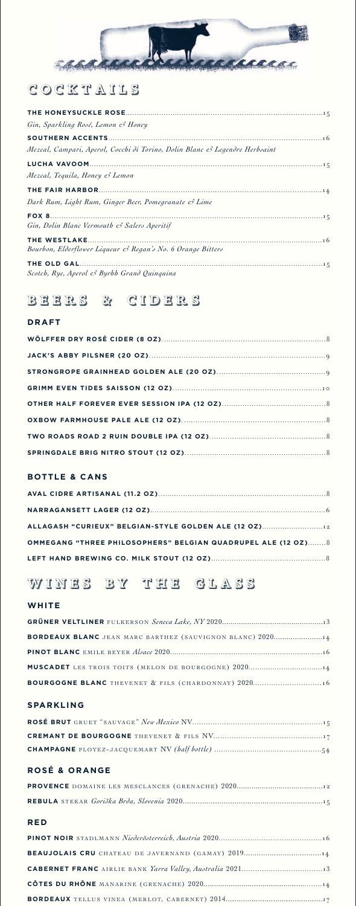# COCKTAILS

**THE HONEYSUCKLE ROSE** ........ 15
*Gin, Sparkling Rosé, Lemon & Honey*

**SOUTHERN ACCENTS** ........ 16
*Mezcal, Campari, Aperol, Cocchi di Torino, Dolin Blanc & Legendre Herbsaint*

**LUCHA VAVOOM** ........ 15
*Mezcal, Tequila, Honey & Lemon*

**THE FAIR HARBOR** ........ 14
*Dark Rum, Light Rum, Ginger Beer, Pomegranate & Lime*

**FOX 8** ........ 15
*Gin, Dolin Blanc Vermouth & Salers Aperitif*

**THE WESTLAKE** ........ 16
*Bourbon, Elderflower Liqueur & Regan's No. 6 Orange Bitters*

**THE OLD GAL** ........ 15
*Scotch, Rye, Aperol & Byrrh Grand Quinquina*

# BEERS & CIDERS

## DRAFT

**WÖLFFER DRY ROSÉ CIDER (8 OZ)** ........ 8

**JACK'S ABBY PILSNER (20 OZ)** ........ 9

**STRONGROPE GRAINHEAD GOLDEN ALE (20 OZ)** ........ 9

**GRIMM EVEN TIDES SAISSON (12 OZ)** ........ 10

**OTHER HALF FOREVER EVER SESSION IPA (12 OZ)** ........ 8

**OXBOW FARMHOUSE PALE ALE (12 OZ)** ........ 8

**TWO ROADS ROAD 2 RUIN DOUBLE IPA (12 OZ)** ........ 8

**SPRINGDALE BRIG NITRO STOUT (12 OZ)** ........ 8

## BOTTLE & CANS

**AVAL CIDRE ARTISANAL (11.2 OZ)** ........ 8

**NARRAGANSETT LAGER (12 OZ)** ........ 6

**ALLAGASH "CURIEUX" BELGIAN-STYLE GOLDEN ALE (12 OZ)** ........ 12

**OMMEGANG "THREE PHILOSOPHERS" BELGIAN QUADRUPEL ALE (12 OZ)** ........ 8

**LEFT HAND BREWING CO. MILK STOUT (12 OZ)** ........ 8

# WINES BY THE GLASS

## WHITE

**GRÜNER VELTLINER** FULKERSON *Seneca Lake, NY* 2020 ........ 13

**BORDEAUX BLANC** JEAN MARC BARTHEZ (SAUVIGNON BLANC) 2020 ........ 14

**PINOT BLANC** EMILE BEYER *Alsace* 2020 ........ 16

**MUSCADET** LES TROIS TOITS (MELON DE BOURGOGNE) 2020 ........ 14

**BOURGOGNE BLANC** THEVENET & FILS (CHARDONNAY) 2020 ........ 16

## SPARKLING

**ROSÉ BRUT** GRUET "SAUVAGE" *New Mexico* NV ........ 15

**CREMANT DE BOURGOGNE** THEVENET & FILS NV ........ 17

**CHAMPAGNE** PLOYEZ-JACQUEMART NV *(half bottle)* ........ 54

## ROSÉ & ORANGE

**PROVENCE** DOMAINE LES MESCLANCES (GRENACHE) 2020 ........ 12

**REBULA** STEKAR *Goriška Brda, Slovenia* 2020 ........ 15

## RED

**PINOT NOIR** STADLMANN *Niederösterreich, Austria* 2020 ........ 16

**BEAUJOLAIS CRU** CHATEAU DE JAVERNAND (GAMAY) 2019 ........ 14

**CABERNET FRANC** AIRLIE BANK *Yarra Valley, Australia* 2021 ........ 13

**CÔTES DU RHÔNE** MANARINE (GRENACHE) 2020 ........ 14

**BORDEAUX** TELLUS VINEA (MERLOT, CABERNET) 2014 ........ 17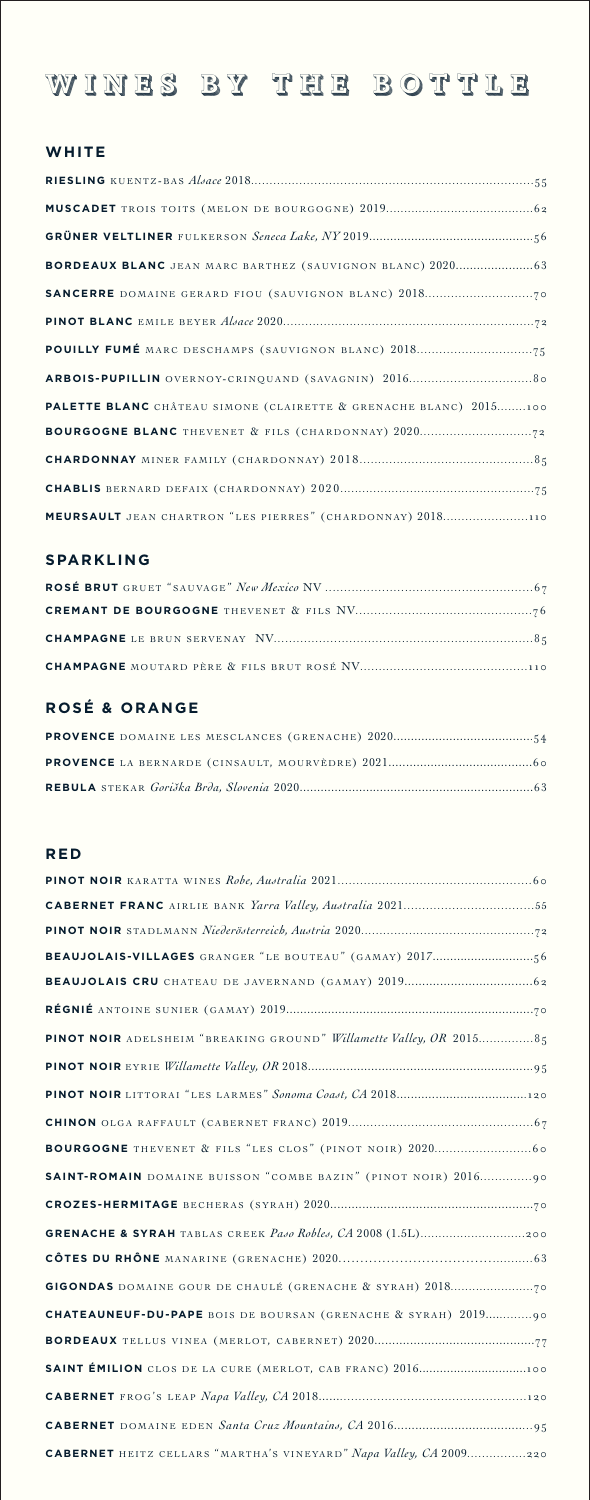# WINES BY THE BOTTLE

## WHITE

**RIESLING** KUENTZ-BAS *Alsace* 2018.....55

**MUSCADET** TROIS TOITS (MELON DE BOURGOGNE) 2019.....62

**GRÜNER VELTLINER** FULKERSON *Seneca Lake, NY* 2019.....56

**BORDEAUX BLANC** JEAN MARC BARTHEZ (SAUVIGNON BLANC) 2020.....63

**SANCERRE** DOMAINE GERARD FIOU (SAUVIGNON BLANC) 2018.....70

**PINOT BLANC** EMILE BEYER *Alsace* 2020.....72

**POUILLY FUMÉ** MARC DESCHAMPS (SAUVIGNON BLANC) 2018.....75

**ARBOIS-PUPILLIN** OVERNOY-CRINQUAND (SAVAGNIN) 2016.....80

**PALETTE BLANC** CHÂTEAU SIMONE (CLAIRETTE & GRENACHE BLANC) 2015.....100

**BOURGOGNE BLANC** THEVENET & FILS (CHARDONNAY) 2020.....72

**CHARDONNAY** MINER FAMILY (CHARDONNAY) 2018.....85

**CHABLIS** BERNARD DEFAIX (CHARDONNAY) 2020.....75

**MEURSAULT** JEAN CHARTRON "LES PIERRES" (CHARDONNAY) 2018.....110

## SPARKLING

**ROSÉ BRUT** GRUET "SAUVAGE" *New Mexico* NV.....67

**CREMANT DE BOURGOGNE** THEVENET & FILS NV.....76

**CHAMPAGNE** LE BRUN SERVENAY NV.....85

**CHAMPAGNE** MOUTARD PÈRE & FILS BRUT ROSÉ NV.....110

## ROSÉ & ORANGE

**PROVENCE** DOMAINE LES MESCLANCES (GRENACHE) 2020.....54

**PROVENCE** LA BERNARDE (CINSAULT, MOURVÈDRE) 2021.....60

**REBULA** STEKAR *Goriška Brda, Slovenia* 2020.....63

## RED

**PINOT NOIR** KARATTA WINES *Robe, Australia* 2021.....60

**CABERNET FRANC** AIRLIE BANK *Yarra Valley, Australia* 2021.....55

**PINOT NOIR** STADLMANN *Niederösterreich, Austria* 2020.....72

**BEAUJOLAIS-VILLAGES** GRANGER "LE BOUTEAU" (GAMAY) 2017.....56

**BEAUJOLAIS CRU** CHATEAU DE JAVERNAND (GAMAY) 2019.....62

**RÉGNIÉ** ANTOINE SUNIER (GAMAY) 2019.....70

**PINOT NOIR** ADELSHEIM "BREAKING GROUND" *Willamette Valley, OR* 2015.....85

**PINOT NOIR** EYRIE *Willamette Valley, OR* 2018.....95

**PINOT NOIR** LITTORAI "LES LARMES" *Sonoma Coast, CA* 2018.....120

**CHINON** OLGA RAFFAULT (CABERNET FRANC) 2019.....67

**BOURGOGNE** THEVENET & FILS "LES CLOS" (PINOT NOIR) 2020.....60

**SAINT-ROMAIN** DOMAINE BUISSON "COMBE BAZIN" (PINOT NOIR) 2016.....90

**CROZES-HERMITAGE** BECHERAS (SYRAH) 2020.....70

**GRENACHE & SYRAH** TABLAS CREEK *Paso Robles, CA* 2008 (1.5L).....200

**CÔTES DU RHÔNE** MANARINE (GRENACHE) 2020.....63

**GIGONDAS** DOMAINE GOUR DE CHAULÉ (GRENACHE & SYRAH) 2018.....70

**CHATEAUNEUF-DU-PAPE** BOIS DE BOURSAN (GRENACHE & SYRAH) 2019.....90

**BORDEAUX** TELLUS VINEA (MERLOT, CABERNET) 2020.....77

**SAINT ÉMILION** CLOS DE LA CURE (MERLOT, CAB FRANC) 2016.....100

**CABERNET** FROG'S LEAP *Napa Valley, CA* 2018.....120

**CABERNET** DOMAINE EDEN *Santa Cruz Mountains, CA* 2016.....95

**CABERNET** HEITZ CELLARS "MARTHA'S VINEYARD" *Napa Valley, CA* 2009.....220